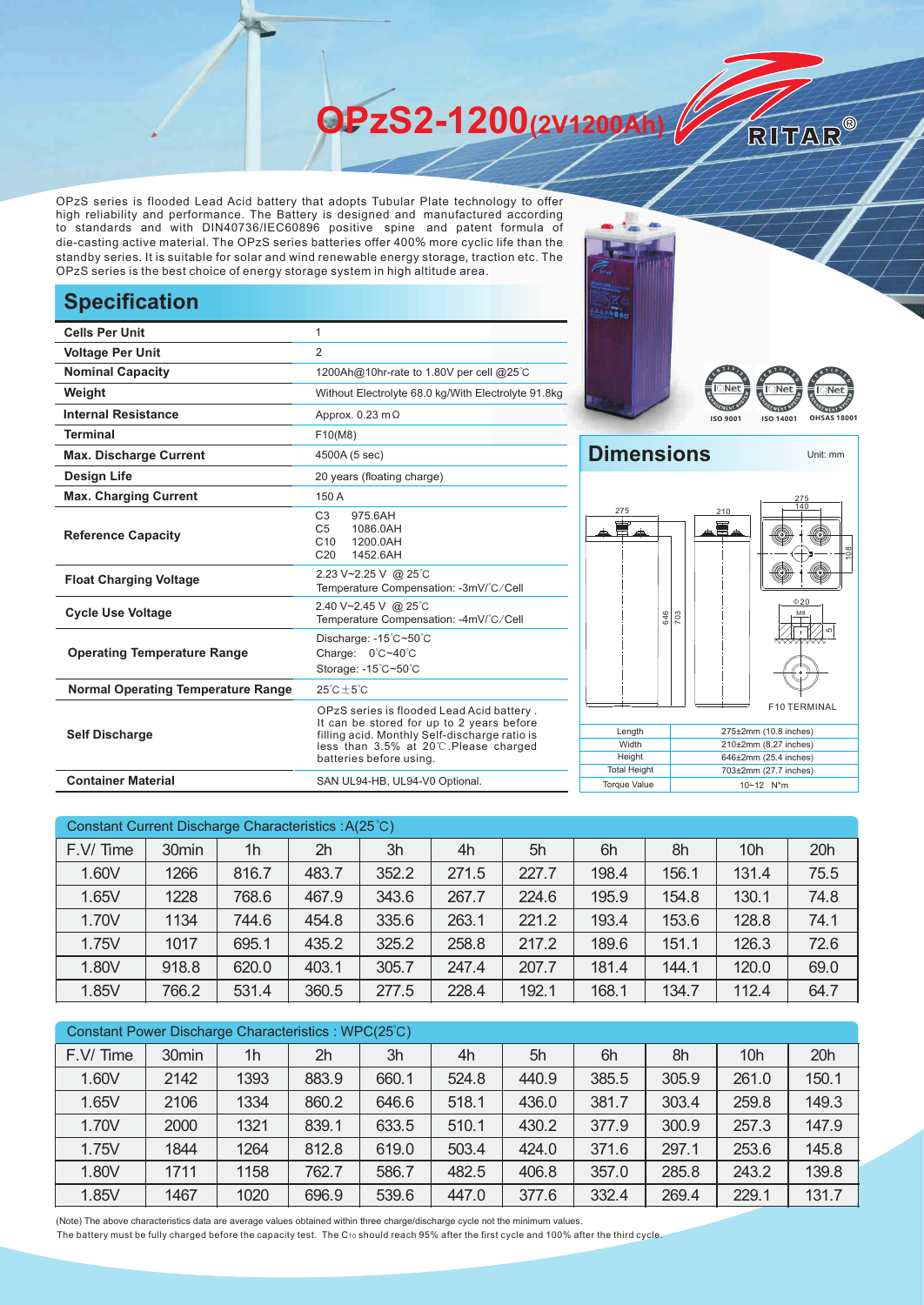# OPzS2-1200(2V1200Ah)

RITAR®

OPzS series is flooded Lead Acid battery that adopts Tubular Plate technology to offer high reliability and performance. The Battery is designed and manufactured according to standards and with DIN40736/IEC60896 positive spine and patent formula of die-casting active material. The OPzS series batteries offer 400% more cyclic life than the standby series. It is suitable for solar and wind renewable energy storage, traction etc. The OPzS series is the best choice of energy storage system in high altitude area.

ISO 9001 ISO 14001 OHSAS 18001

## Specification

| | |
|---|---|
| Cells Per Unit | 1 |
| Voltage Per Unit | 2 |
| Nominal Capacity | 1200Ah@10hr-rate to 1.80V per cell @25℃ |
| Weight | Without Electrolyte 68.0 kg/With Electrolyte 91.8kg |
| Internal Resistance | Approx. 0.23 mΩ |
| Terminal | F10(M8) |
| Max. Discharge Current | 4500A (5 sec) |
| Design Life | 20 years (floating charge) |
| Max. Charging Current | 150 A |
| Reference Capacity | C3 975.6AH<br>C5 1086.0AH<br>C10 1200.0AH<br>C20 1452.6AH |
| Float Charging Voltage | 2.23 V~2.25 V @ 25℃<br>Temperature Compensation: -3mV/℃/Cell |
| Cycle Use Voltage | 2.40 V~2.45 V @ 25℃<br>Temperature Compensation: -4mV/℃/Cell |
| Operating Temperature Range | Discharge: -15℃~50℃<br>Charge: 0℃~40℃<br>Storage: -15℃~50℃ |
| Normal Operating Temperature Range | 25℃±5℃ |
| Self Discharge | OPzS series is flooded Lead Acid battery. It can be stored for up to 2 years before filling acid. Monthly Self-discharge ratio is less than 3.5% at 20℃.Please charged batteries before using. |
| Container Material | SAN UL94-HB, UL94-V0 Optional. |

## Dimensions

Unit: mm

F10 TERMINAL

| | |
|---|---|
| Length | 275±2mm (10.8 inches) |
| Width | 210±2mm (8.27 inches) |
| Height | 646±2mm (25.4 inches) |
| Total Height | 703±2mm (27.7 inches) |
| Torque Value | 10~12 N*m |

Constant Current Discharge Characteristics : A(25℃)

| F.V/ Time | 30min | 1h | 2h | 3h | 4h | 5h | 6h | 8h | 10h | 20h |
|---|---|---|---|---|---|---|---|---|---|---|
| 1.60V | 1266 | 816.7 | 483.7 | 352.2 | 271.5 | 227.7 | 198.4 | 156.1 | 131.4 | 75.5 |
| 1.65V | 1228 | 768.6 | 467.9 | 343.6 | 267.7 | 224.6 | 195.9 | 154.8 | 130.1 | 74.8 |
| 1.70V | 1134 | 744.6 | 454.8 | 335.6 | 263.1 | 221.2 | 193.4 | 153.6 | 128.8 | 74.1 |
| 1.75V | 1017 | 695.1 | 435.2 | 325.2 | 258.8 | 217.2 | 189.6 | 151.1 | 126.3 | 72.6 |
| 1.80V | 918.8 | 620.0 | 403.1 | 305.7 | 247.4 | 207.7 | 181.4 | 144.1 | 120.0 | 69.0 |
| 1.85V | 766.2 | 531.4 | 360.5 | 277.5 | 228.4 | 192.1 | 168.1 | 134.7 | 112.4 | 64.7 |

Constant Power Discharge Characteristics : WPC(25℃)

| F.V/ Time | 30min | 1h | 2h | 3h | 4h | 5h | 6h | 8h | 10h | 20h |
|---|---|---|---|---|---|---|---|---|---|---|
| 1.60V | 2142 | 1393 | 883.9 | 660.1 | 524.8 | 440.9 | 385.5 | 305.9 | 261.0 | 150.1 |
| 1.65V | 2106 | 1334 | 860.2 | 646.6 | 518.1 | 436.0 | 381.7 | 303.4 | 259.8 | 149.3 |
| 1.70V | 2000 | 1321 | 839.1 | 633.5 | 510.1 | 430.2 | 377.9 | 300.9 | 257.3 | 147.9 |
| 1.75V | 1844 | 1264 | 812.8 | 619.0 | 503.4 | 424.0 | 371.6 | 297.1 | 253.6 | 145.8 |
| 1.80V | 1711 | 1158 | 762.7 | 586.7 | 482.5 | 406.8 | 357.0 | 285.8 | 243.2 | 139.8 |
| 1.85V | 1467 | 1020 | 696.9 | 539.6 | 447.0 | 377.6 | 332.4 | 269.4 | 229.1 | 131.7 |

(Note) The above characteristics data are average values obtained within three charge/discharge cycle not the minimum values.
The battery must be fully charged before the capacity test. The $C_{10}$ should reach 95% after the first cycle and 100% after the third cycle.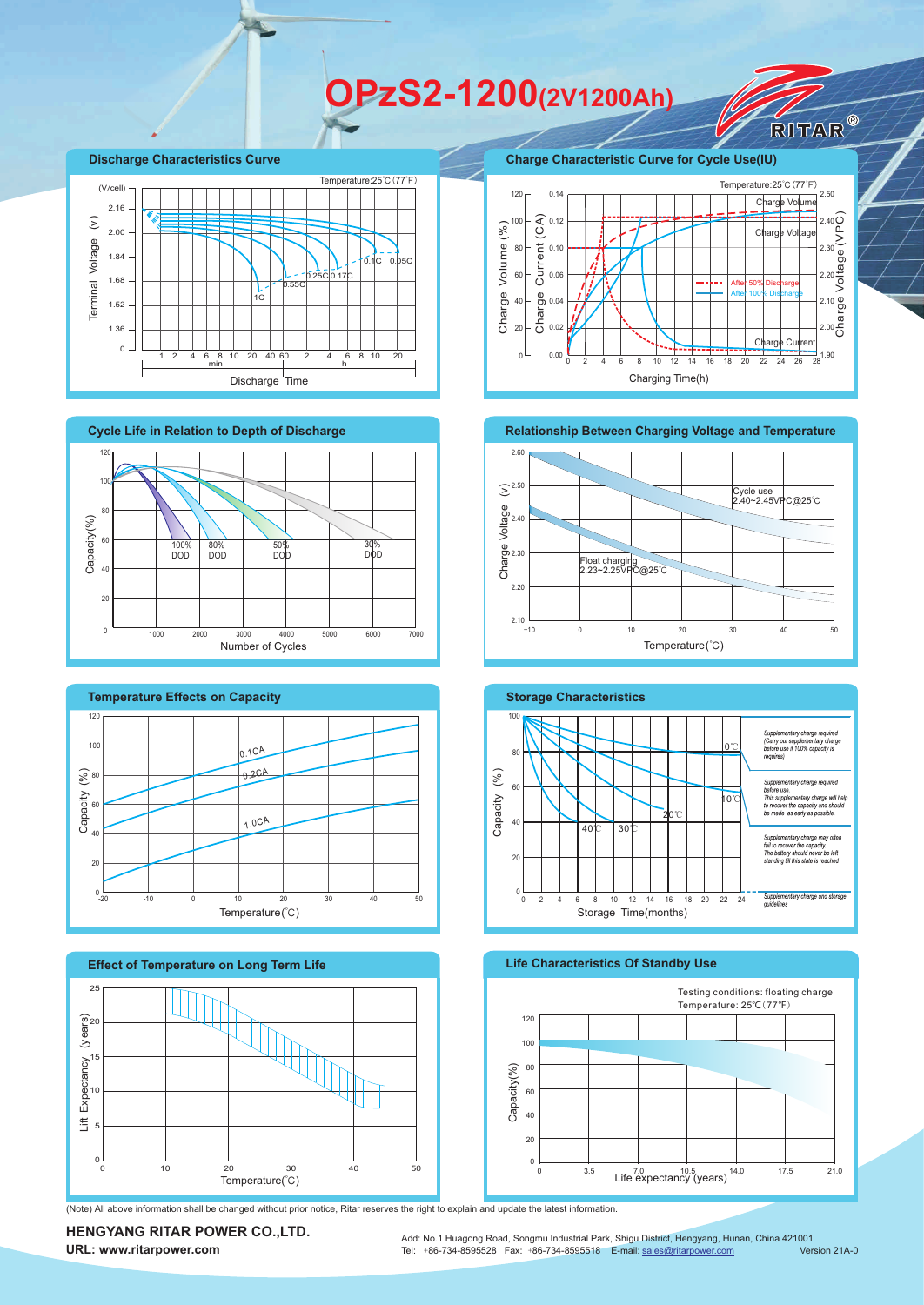# OPzS2-1200(2V1200Ah)

RITAR®

## Discharge Characteristics Curve

Temperature:25°C (77°F)

(V/cell)

Terminal Voltage (v)

2.16
2.00
1.84
1.68
1.52
1.36
0

1 2 4 6 8 10 20 40 60 2 4 6 8 10 20

min h

Discharge Time

1C 0.55C 0.25C 0.17C 0.1C 0.05C

## Charge Characteristic Curve for Cycle Use(IU)

Temperature:25°C (77°F)

Charge Volume (%) 120 100 80 60 40 20 0

Charge Current (CA) 0.14 0.12 0.10 0.08 0.06 0.04 0.02 0.00

Charge Voltage (VPC) 2.50 2.40 2.30 2.20 2.10 2.00 1.90

Charge Volume

Charge Voltage

Charge Current

After 50% Discharge

After 100% Discharge

0 2 4 6 8 10 12 14 16 18 20 22 24 26 28

Charging Time(h)

## Cycle Life in Relation to Depth of Discharge

Capacity(%) 120 100 80 60 40 20 0

100% DOD

80% DOD

50% DOD

30% DOD

1000 2000 3000 4000 5000 6000 7000

Number of Cycles

## Relationship Between Charging Voltage and Temperature

Charge Voltage (v) 2.60 2.50 2.40 2.30 2.20 2.10

Cycle use 2.40~2.45VPC@25°C

Float charging 2.23~2.25VPC@25°C

−10 0 10 20 30 40 50

Temperature(°C)

## Temperature Effects on Capacity

Capacity (%) 120 100 80 60 40 20 0

0.1CA

0.2CA

1.0CA

-20 -10 0 10 20 30 40 50

Temperature(°C)

## Storage Characteristics

Capacity (%) 100 80 60 40 20 0

0°C 10°C 20°C 30°C 40°C

0 2 4 6 8 10 12 14 16 18 20 22 24

Storage Time(months)

Supplementary charge required (Carry out supplementary charge before use if 100% capacity is requires)

Supplementary charge required before use. This supplementary charge will help to recover the capacity and should be made as early as possible.

Supplementary charge may often fail to recover the capacity. The battery should never be left standing till this state is reached

Supplementary charge and storage guidelines

## Effect of Temperature on Long Term Life

Lift Expectancy (years) 25 20 15 10 5 0

0 10 20 30 40 50

Temperature(°C)

## Life Characteristics Of Standby Use

Testing conditions: floating charge
Temperature: 25℃(77℉)

Capacity(%) 120 100 80 60 40 20 0

0 3.5 7.0 10.5 14.0 17.5 21.0

Life expectancy (years)

(Note) All above information shall be changed without prior notice, Ritar reserves the right to explain and update the latest information.

**HENGYANG RITAR POWER CO.,LTD.**

**URL: www.ritarpower.com**

Add: No.1 Huagong Road, Songmu Industrial Park, Shigu District, Hengyang, Hunan, China 421001

Tel: +86-734-8595528 Fax: +86-734-8595518 E-mail: sales@ritarpower.com

Version 21A-0